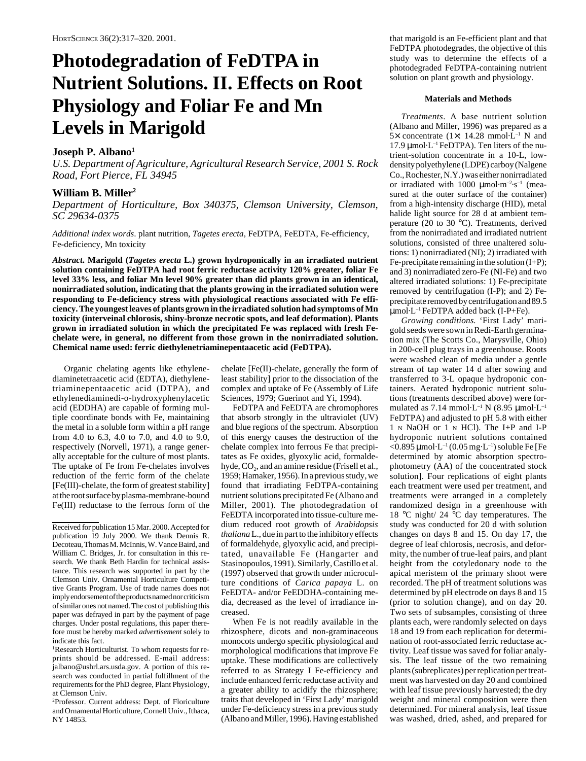# Photodegradation of FeDTPA in Nutrient Solutions. II. Effects on Root Physiology and Foliar Fe and Mn Levels in Marigold

**Joseph P. Albano**[1]

*U.S. Department of Agriculture, Agricultural Research Service, 2001 S. Rock Road, Fort Pierce, FL 34945*

**William B. Miller**[2]

*Department of Horticulture, Box 340375, Clemson University, Clemson, SC 29634-0375*

*Additional index words*. plant nutrition, *Tagetes erecta*, FeDTPA, FeEDTA, Fe-efficiency, Fe-deficiency, Mn toxicity

***Abstract*. Marigold (*Tagetes erecta* L.) grown hydroponically in an irradiated nutrient solution containing FeDTPA had root ferric reductase activity 120% greater, foliar Fe level 33% less, and foliar Mn level 90% greater than did plants grown in an identical, nonirradiated solution, indicating that the plants growing in the irradiated solution were responding to Fe-deficiency stress with physiological reactions associated with Fe efficiency. The youngest leaves of plants grown in the irradiated solution had symptoms of Mn toxicity (interveinal chlorosis, shiny-bronze necrotic spots, and leaf deformation). Plants grown in irradiated solution in which the precipitated Fe was replaced with fresh Fe-chelate were, in general, no different from those grown in the nonirradiated solution. Chemical name used: ferric diethylenetriaminepentaacetic acid (FeDTPA).**

Organic chelating agents like ethylenediaminetetraacetic acid (EDTA), diethylenetriaminepentaacetic acid (DTPA), and ethylenediaminedi-o-hydroxyphenylacetic acid (EDDHA) are capable of forming multiple coordinate bonds with Fe, maintaining the metal in a soluble form within a pH range from 4.0 to 6.3, 4.0 to 7.0, and 4.0 to 9.0, respectively (Norvell, 1971), a range generally acceptable for the culture of most plants. The uptake of Fe from Fe-chelates involves reduction of the ferric form of the chelate [Fe(III)-chelate, the form of greatest stability] at the root surface by plasma-membrane-bound Fe(III) reductase to the ferrous form of the chelate [Fe(II)-chelate, generally the form of least stability] prior to the dissociation of the complex and uptake of Fe (Assembly of Life Sciences, 1979; Guerinot and Yi, 1994).

FeDTPA and FeEDTA are chromophores that absorb strongly in the ultraviolet (UV) and blue regions of the spectrum. Absorption of this energy causes the destruction of the chelate complex into ferrous Fe that precipitates as Fe oxides, glyoxylic acid, formaldehyde, $CO_2$, and an amine residue (Frisell et al., 1959; Hamaker, 1956). In a previous study, we found that irradiating FeDTPA-containing nutrient solutions precipitated Fe (Albano and Miller, 2001). The photodegradation of FeEDTA incorporated into tissue-culture medium reduced root growth of *Arabidopsis thaliana* L., due in part to the inhibitory effects of formaldehyde, glyoxylic acid, and precipitated, unavailable Fe (Hangarter and Stasinopoulos, 1991). Similarly, Castillo et al. (1997) observed that growth under microculture conditions of *Carica papaya* L. on FeEDTA- and/or FeEDDHA-containing media, decreased as the level of irradiance increased.

When Fe is not readily available in the rhizosphere, dicots and non-graminaceous monocots undergo specific physiological and morphological modifications that improve Fe uptake. These modifications are collectively referred to as Strategy I Fe-efficiency and include enhanced ferric reductase activity and a greater ability to acidify the rhizosphere; traits that developed in 'First Lady' marigold under Fe-deficiency stress in a previous study (Albano and Miller, 1996). Having established that marigold is an Fe-efficient plant and that FeDTPA photodegrades, the objective of this study was to determine the effects of a photodegraded FeDTPA-containing nutrient solution on plant growth and physiology.

Received for publication 15 Mar. 2000. Accepted for publication 19 July 2000. We thank Dennis R. Decoteau, Thomas M. McInnis, W. Vance Baird, and William C. Bridges, Jr. for consultation in this research. We thank Beth Hardin for technical assistance. This research was supported in part by the Clemson Univ. Ornamental Horticulture Competitive Grants Program. Use of trade names does not imply endorsement of the products named nor criticism of similar ones not named. The cost of publishing this paper was defrayed in part by the payment of page charges. Under postal regulations, this paper therefore must be hereby marked *advertisement* solely to indicate this fact.

[1]Research Horticulturist. To whom requests for reprints should be addressed. E-mail address: jalbano@ushrl.ars.usda.gov. A portion of this research was conducted in partial fulfillment of the requirements for the PhD degree, Plant Physiology, at Clemson Univ.

[2]Professor. Current address: Dept. of Floriculture and Ornamental Horticulture, Cornell Univ., Ithaca, NY 14853.

## Materials and Methods

*Treatments*. A base nutrient solution (Albano and Miller, 1996) was prepared as a 5× concentrate (1× 14.28 mmol·L$^{-1}$ N and 17.9 µmol·L$^{-1}$ FeDTPA). Ten liters of the nutrient-solution concentrate in a 10-L, low-density polyethylene (LDPE) carboy (Nalgene Co., Rochester, N.Y.) was either nonirradiated or irradiated with 1000 µmol·m$^{-2}$·s$^{-1}$ (measured at the outer surface of the container) from a high-intensity discharge (HID), metal halide light source for 28 d at ambient temperature (20 to 30 °C). Treatments, derived from the nonirradiated and irradiated nutrient solutions, consisted of three unaltered solutions: 1) nonirradiated (NI); 2) irradiated with Fe-precipitate remaining in the solution (I+P); and 3) nonirradiated zero-Fe (NI-Fe) and two altered irradiated solutions: 1) Fe-precipitate removed by centrifugation (I-P); and 2) Fe-precipitate removed by centrifugation and 89.5 µmol·L$^{-1}$ FeDTPA added back (I-P+Fe).

*Growing conditions.* 'First Lady' marigold seeds were sown in Redi-Earth germination mix (The Scotts Co., Marysville, Ohio) in 200-cell plug trays in a greenhouse. Roots were washed clean of media under a gentle stream of tap water 14 d after sowing and transferred to 3-L opaque hydroponic containers. Aerated hydroponic nutrient solutions (treatments described above) were formulated as 7.14 mmol·L$^{-1}$ N (8.95 µmol·L$^{-1}$ FeDTPA) and adjusted to pH 5.8 with either 1 N NaOH or 1 N HCl). The I+P and I-P hydroponic nutrient solutions contained <0.895 µmol·L$^{-1}$ (0.05 mg·L$^{-1}$) soluble Fe [Fe determined by atomic absorption spectrophotometry (AA) of the concentrated stock solution]. Four replications of eight plants each treatment were used per treatment, and treatments were arranged in a completely randomized design in a greenhouse with 18 °C night/ 24 °C day temperatures. The study was conducted for 20 d with solution changes on days 8 and 15. On day 17, the degree of leaf chlorosis, necrosis, and deformity, the number of true-leaf pairs, and plant height from the cotyledonary node to the apical meristem of the primary shoot were recorded. The pH of treatment solutions was determined by pH electrode on days 8 and 15 (prior to solution change), and on day 20. Two sets of subsamples, consisting of three plants each, were randomly selected on days 18 and 19 from each replication for determination of root-associated ferric reductase activity. Leaf tissue was saved for foliar analysis. The leaf tissue of the two remaining plants (subreplicates) per replication per treatment was harvested on day 20 and combined with leaf tissue previously harvested; the dry weight and mineral composition were then determined. For mineral analysis, leaf tissue was washed, dried, ashed, and prepared for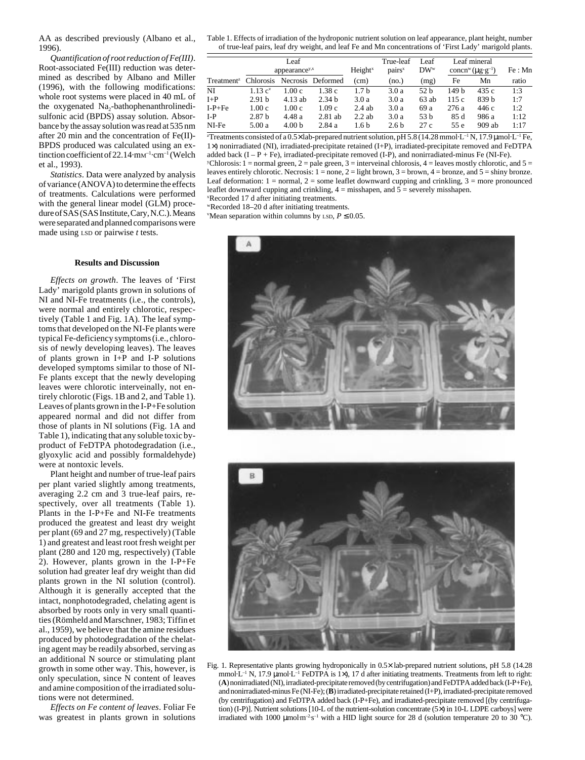AA as described previously (Albano et al., 1996).

*Quantification of root reduction of Fe(III)*. Root-associated Fe(III) reduction was determined as described by Albano and Miller (1996), with the following modifications: whole root systems were placed in 40 mL of the oxygenated $Na_2$-bathophenanthrolinedisulfonic acid (BPDS) assay solution. Absorbance by the assay solution was read at 535 nm after 20 min and the concentration of Fe(II)-BPDS produced was calculated using an extinction coefficient of $22.14 \cdot mM^{-1} \cdot cm^{-1}$ (Welch et al., 1993).

*Statistics*. Data were analyzed by analysis of variance (ANOVA) to determine the effects of treatments. Calculations were performed with the general linear model (GLM) procedure of SAS (SAS Institute, Cary, N.C.). Means were separated and planned comparisons were made using LSD or pairwise *t* tests.

## Results and Discussion

*Effects on growth*. The leaves of 'First Lady' marigold plants grown in solutions of NI and NI-Fe treatments (i.e., the controls), were normal and entirely chlorotic, respectively (Table 1 and Fig. 1A). The leaf symptoms that developed on the NI-Fe plants were typical Fe-deficiency symptoms (i.e., chlorosis of newly developing leaves). The leaves of plants grown in I+P and I-P solutions developed symptoms similar to those of NI-Fe plants except that the newly developing leaves were chlorotic interveinally, not entirely chlorotic (Figs. 1B and 2, and Table 1). Leaves of plants grown in the I-P+Fe solution appeared normal and did not differ from those of plants in NI solutions (Fig. 1A and Table 1), indicating that any soluble toxic byproduct of FeDTPA photodegradation (i.e., glyoxylic acid and possibly formaldehyde) were at nontoxic levels.

Plant height and number of true-leaf pairs per plant varied slightly among treatments, averaging 2.2 cm and 3 true-leaf pairs, respectively, over all treatments (Table 1). Plants in the I-P+Fe and NI-Fe treatments produced the greatest and least dry weight per plant (69 and 27 mg, respectively) (Table 1) and greatest and least root fresh weight per plant (280 and 120 mg, respectively) (Table 2). However, plants grown in the I-P+Fe solution had greater leaf dry weight than did plants grown in the NI solution (control). Although it is generally accepted that the intact, nonphotodegraded, chelating agent is absorbed by roots only in very small quantities (Römheld and Marschner, 1983; Tiffin et al., 1959), we believe that the amine residues produced by photodegradation of the chelating agent may be readily absorbed, serving as an additional N source or stimulating plant growth in some other way. This, however, is only speculation, since N content of leaves and amine composition of the irradiated solutions were not determined.

*Effects on Fe content of leaves*. Foliar Fe was greatest in plants grown in solutions

Table 1. Effects of irradiation of the hydroponic nutrient solution on leaf appearance, plant height, number of true-leaf pairs, leaf dry weight, and leaf Fe and Mn concentrations of 'First Lady' marigold plants.

| | Leaf appearance[y,x] | | | Height[x] | True-leaf pairs[x] | Leaf DW[w] | Leaf mineral concn[w] ($\mu g \cdot g^{-1}$) | | Fe : Mn |
|---|---|---|---|---|---|---|---|---|---|
| Treatment[z] | Chlorosis | Necrosis | Deformed | (cm) | (no.) | (mg) | Fe | Mn | ratio |
| NI | 1.13 c[v] | 1.00 c | 1.38 c | 1.7 b | 3.0 a | 52 b | 149 b | 435 c | 1:3 |
| I+P | 2.91 b | 4.13 ab | 2.34 b | 3.0 a | 3.0 a | 63 ab | 115 c | 839 b | 1:7 |
| I-P+Fe | 1.00 c | 1.00 c | 1.09 c | 2.4 ab | 3.0 a | 69 a | 276 a | 446 c | 1:2 |
| I-P | 2.87 b | 4.48 a | 2.81 ab | 2.2 ab | 3.0 a | 53 b | 85 d | 986 a | 1:12 |
| NI-Fe | 5.00 a | 4.00 b | 2.84 a | 1.6 b | 2.6 b | 27 c | 55 e | 909 ab | 1:17 |

[z]Treatments consisted of a 0.5× lab-prepared nutrient solution, pH 5.8 (14.28 $mmol \cdot L^{-1}$ N, 17.9 $\mu mol \cdot L^{-1}$ Fe, 1×) nonirradiated (NI), irradiated-precipitate retained (I+P), irradiated-precipitate removed and FeDTPA added back (I – P + Fe), irradiated-precipitate removed (I-P), and nonirradiated-minus Fe (NI-Fe).
[y]Chlorosis: 1 = normal green, 2 = pale green, 3 = interveinal chlorosis, 4 = leaves mostly chlorotic, and 5 = leaves entirely chlorotic. Necrosis: 1 = none, 2 = light brown, 3 = brown, 4 = bronze, and 5 = shiny bronze. Leaf deformation: 1 = normal, 2 = some leaflet downward cupping and crinkling, 3 = more pronounced leaflet downward cupping and crinkling, 4 = misshapen, and 5 = severely misshapen.
[x]Recorded 17 d after initiating treatments.
[w]Recorded 18–20 d after initiating treatments.
[v]Mean separation within columns by LSD, $P \leq 0.05$.

Fig. 1. Representative plants growing hydroponically in 0.5× lab-prepared nutrient solutions, pH 5.8 (14.28 $mmol \cdot L^{-1}$ N, 17.9 $\mu mol \cdot L^{-1}$ FeDTPA is 1×), 17 d after initiating treatments. Treatments from left to right: (**A**) nonirradiated (NI), irradiated-precipitate removed (by centrifugation) and FeDTPA added back (I-P+Fe), and nonirradiated-minus Fe (NI-Fe); (**B**) irradiated-precipitate retained (I+P), irradiated-precipitate removed (by centrifugation) and FeDTPA added back (I-P+Fe), and irradiated-precipitate removed [(by centrifugation) (I-P)]. Nutrient solutions [10-L of the nutrient-solution concentrate (5×) in 10-L LDPE carboys] were irradiated with 1000 $\mu mol \cdot m^{-2} \cdot s^{-1}$ with a HID light source for 28 d (solution temperature 20 to 30 °C).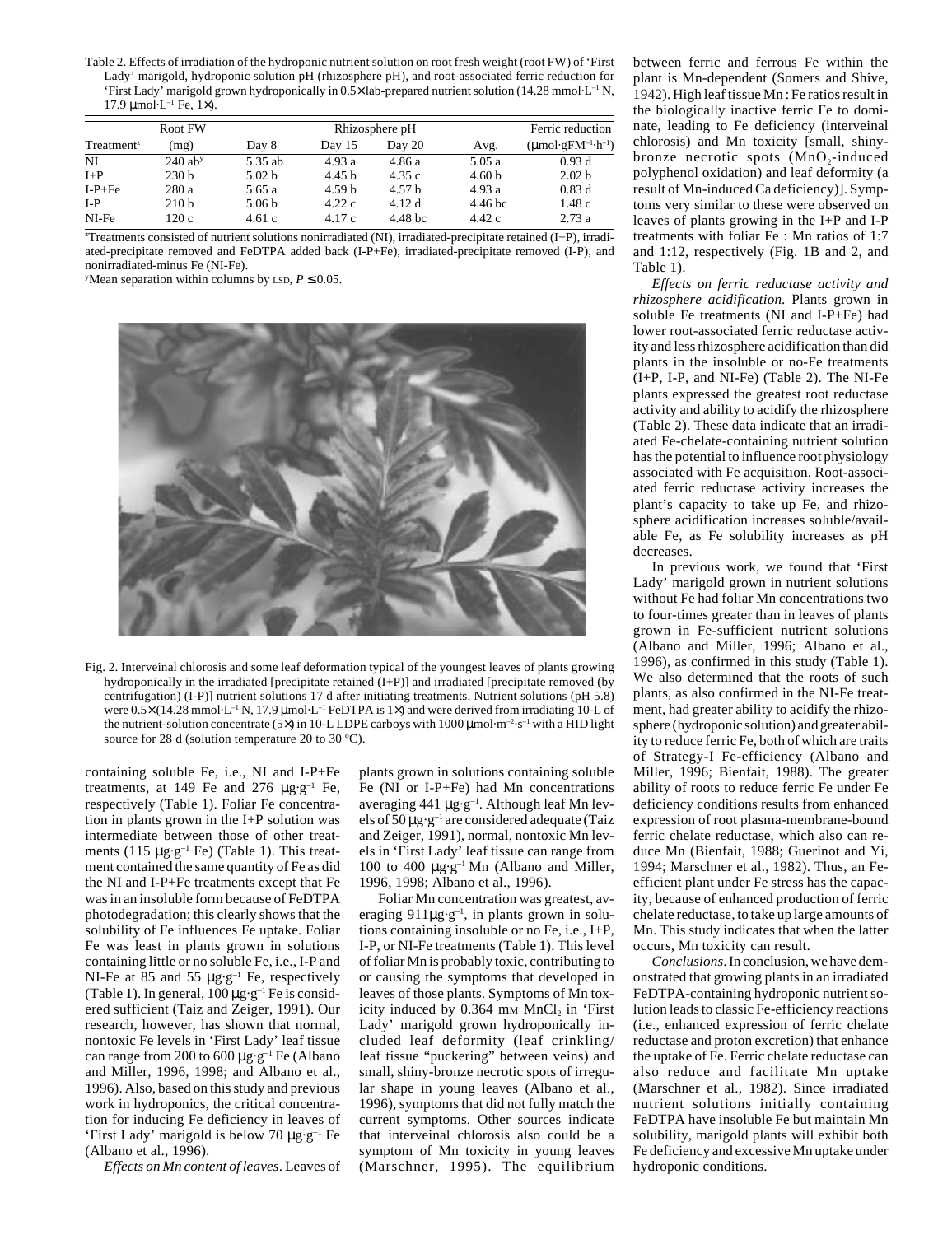Table 2. Effects of irradiation of the hydroponic nutrient solution on root fresh weight (root FW) of 'First Lady' marigold, hydroponic solution pH (rhizosphere pH), and root-associated ferric reduction for 'First Lady' marigold grown hydroponically in 0.5× lab-prepared nutrient solution (14.28 mmol·L$^{-1}$ N, 17.9 μmol·L$^{-1}$ Fe, 1×).

| Treatment[z] | Root FW (mg) | Rhizosphere pH Day 8 | Day 15 | Day 20 | Avg. | Ferric reduction (μmol·gFM$^{-1}$·h$^{-1}$) |
|---|---|---|---|---|---|---|
| NI | 240 ab[y] | 5.35 ab | 4.93 a | 4.86 a | 5.05 a | 0.93 d |
| I+P | 230 b | 5.02 b | 4.45 b | 4.35 c | 4.60 b | 2.02 b |
| I-P+Fe | 280 a | 5.65 a | 4.59 b | 4.57 b | 4.93 a | 0.83 d |
| I-P | 210 b | 5.06 b | 4.22 c | 4.12 d | 4.46 bc | 1.48 c |
| NI-Fe | 120 c | 4.61 c | 4.17 c | 4.48 bc | 4.42 c | 2.73 a |

[z]Treatments consisted of nutrient solutions nonirradiated (NI), irradiated-precipitate retained (I+P), irradiated-precipitate removed and FeDTPA added back (I-P+Fe), irradiated-precipitate removed (I-P), and nonirradiated-minus Fe (NI-Fe).

[y]Mean separation within columns by LSD, $P \leq 0.05$.

Fig. 2. Interveinal chlorosis and some leaf deformation typical of the youngest leaves of plants growing hydroponically in the irradiated [precipitate retained (I+P)] and irradiated [precipitate removed (by centrifugation) (I-P)] nutrient solutions 17 d after initiating treatments. Nutrient solutions (pH 5.8) were 0.5× (14.28 mmol·L$^{-1}$ N, 17.9 μmol·L$^{-1}$ FeDTPA is 1×) and were derived from irradiating 10-L of the nutrient-solution concentrate (5×) in 10-L LDPE carboys with 1000 μmol·m$^{-2}$·s$^{-1}$ with a HID light source for 28 d (solution temperature 20 to 30 °C).

containing soluble Fe, i.e., NI and I-P+Fe treatments, at 149 Fe and 276 μg·g$^{-1}$ Fe, respectively (Table 1). Foliar Fe concentration in plants grown in the I+P solution was intermediate between those of other treatments (115 μg·g$^{-1}$ Fe) (Table 1). This treatment contained the same quantity of Fe as did the NI and I-P+Fe treatments except that Fe was in an insoluble form because of FeDTPA photodegradation; this clearly shows that the solubility of Fe influences Fe uptake. Foliar Fe was least in plants grown in solutions containing little or no soluble Fe, i.e., I-P and NI-Fe at 85 and 55 μg·g$^{-1}$ Fe, respectively (Table 1). In general, 100 μg·g$^{-1}$ Fe is considered sufficient (Taiz and Zeiger, 1991). Our research, however, has shown that normal, nontoxic Fe levels in 'First Lady' leaf tissue can range from 200 to 600 μg·g$^{-1}$ Fe (Albano and Miller, 1996, 1998; and Albano et al., 1996). Also, based on this study and previous work in hydroponics, the critical concentration for inducing Fe deficiency in leaves of 'First Lady' marigold is below 70 μg·g$^{-1}$ Fe (Albano et al., 1996).

*Effects on Mn content of leaves.* Leaves of plants grown in solutions containing soluble Fe (NI or I-P+Fe) had Mn concentrations averaging 441 μg·g$^{-1}$. Although leaf Mn levels of 50 μg·g$^{-1}$ are considered adequate (Taiz and Zeiger, 1991), normal, nontoxic Mn levels in 'First Lady' leaf tissue can range from 100 to 400 μg·g$^{-1}$ Mn (Albano and Miller, 1996, 1998; Albano et al., 1996).

Foliar Mn concentration was greatest, averaging 911μg·g$^{-1}$, in plants grown in solutions containing insoluble or no Fe, i.e., I+P, I-P, or NI-Fe treatments (Table 1). This level of foliar Mn is probably toxic, contributing to or causing the symptoms that developed in leaves of those plants. Symptoms of Mn toxicity induced by 0.364 mM $MnCl_2$ in 'First Lady' marigold grown hydroponically included leaf deformity (leaf crinkling/leaf tissue "puckering" between veins) and small, shiny-bronze necrotic spots of irregular shape in young leaves (Albano et al., 1996), symptoms that did not fully match the current symptoms. Other sources indicate that interveinal chlorosis also could be a symptom of Mn toxicity in young leaves (Marschner, 1995). The equilibrium between ferric and ferrous Fe within the plant is Mn-dependent (Somers and Shive, 1942). High leaf tissue Mn : Fe ratios result in the biologically inactive ferric Fe to dominate, leading to Fe deficiency (interveinal chlorosis) and Mn toxicity [small, shiny-bronze necrotic spots ($MnO_2$-induced polyphenol oxidation) and leaf deformity (a result of Mn-induced Ca deficiency)]. Symptoms very similar to these were observed on leaves of plants growing in the I+P and I-P treatments with foliar Fe : Mn ratios of 1:7 and 1:12, respectively (Fig. 1B and 2, and Table 1).

*Effects on ferric reductase activity and rhizosphere acidification.* Plants grown in soluble Fe treatments (NI and I-P+Fe) had lower root-associated ferric reductase activity and less rhizosphere acidification than did plants in the insoluble or no-Fe treatments (I+P, I-P, and NI-Fe) (Table 2). The NI-Fe plants expressed the greatest root reductase activity and ability to acidify the rhizosphere (Table 2). These data indicate that an irradiated Fe-chelate-containing nutrient solution has the potential to influence root physiology associated with Fe acquisition. Root-associated ferric reductase activity increases the plant's capacity to take up Fe, and rhizosphere acidification increases soluble/available Fe, as Fe solubility increases as pH decreases.

In previous work, we found that 'First Lady' marigold grown in nutrient solutions without Fe had foliar Mn concentrations two to four-times greater than in leaves of plants grown in Fe-sufficient nutrient solutions (Albano and Miller, 1996; Albano et al., 1996), as confirmed in this study (Table 1). We also determined that the roots of such plants, as also confirmed in the NI-Fe treatment, had greater ability to acidify the rhizosphere (hydroponic solution) and greater ability to reduce ferric Fe, both of which are traits of Strategy-I Fe-efficiency (Albano and Miller, 1996; Bienfait, 1988). The greater ability of roots to reduce ferric Fe under Fe deficiency conditions results from enhanced expression of root plasma-membrane-bound ferric chelate reductase, which also can reduce Mn (Bienfait, 1988; Guerinot and Yi, 1994; Marschner et al., 1982). Thus, an Fe-efficient plant under Fe stress has the capacity, because of enhanced production of ferric chelate reductase, to take up large amounts of Mn. This study indicates that when the latter occurs, Mn toxicity can result.

*Conclusions.* In conclusion, we have demonstrated that growing plants in an irradiated FeDTPA-containing hydroponic nutrient solution leads to classic Fe-efficiency reactions (i.e., enhanced expression of ferric chelate reductase and proton excretion) that enhance the uptake of Fe. Ferric chelate reductase can also reduce and facilitate Mn uptake (Marschner et al., 1982). Since irradiated nutrient solutions initially containing FeDTPA have insoluble Fe but maintain Mn solubility, marigold plants will exhibit both Fe deficiency and excessive Mn uptake under hydroponic conditions.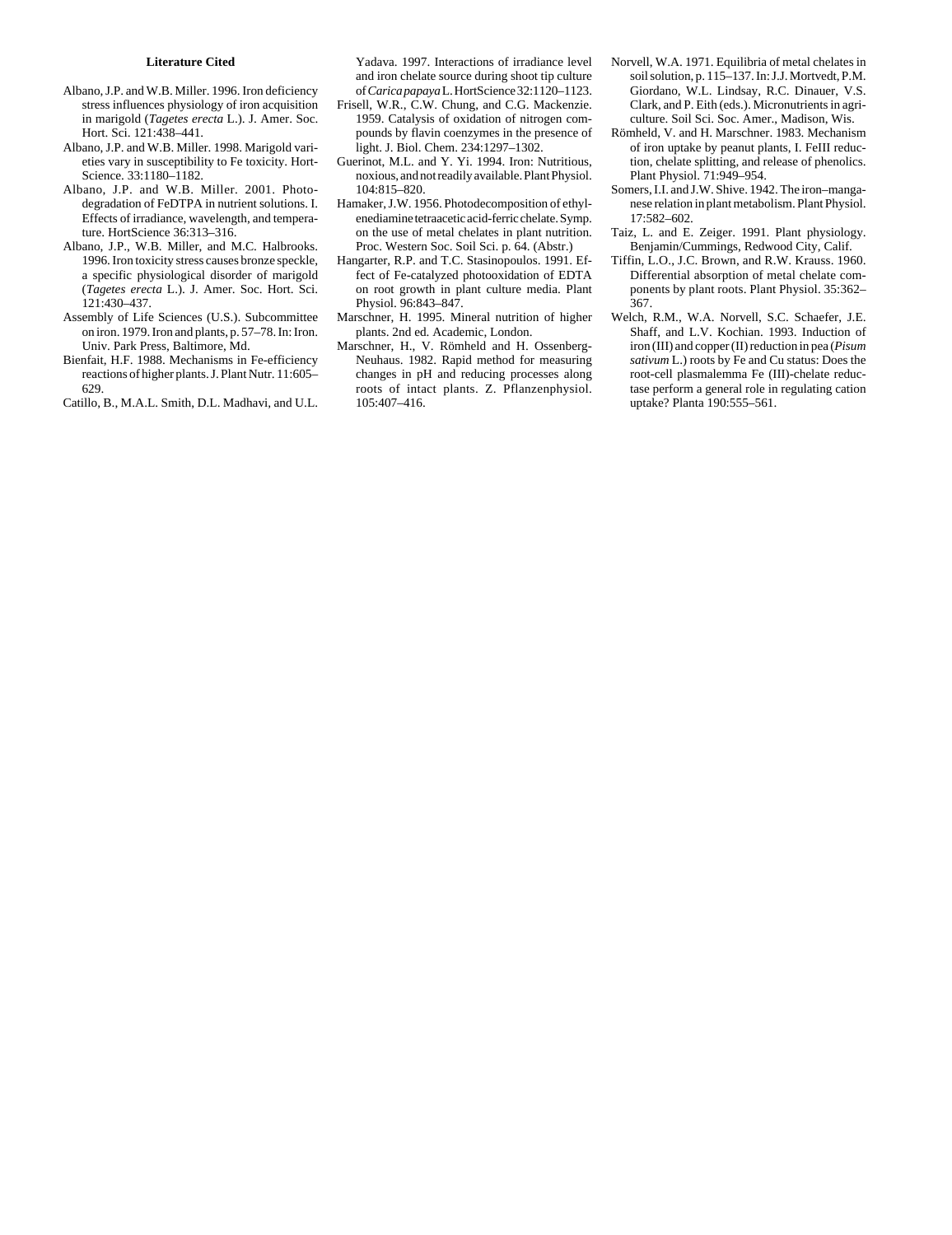### Literature Cited

Albano, J.P. and W.B. Miller. 1996. Iron deficiency stress influences physiology of iron acquisition in marigold (*Tagetes erecta* L.). J. Amer. Soc. Hort. Sci. 121:438–441.

Albano, J.P. and W.B. Miller. 1998. Marigold varieties vary in susceptibility to Fe toxicity. HortScience. 33:1180–1182.

Albano, J.P. and W.B. Miller. 2001. Photodegradation of FeDTPA in nutrient solutions. I. Effects of irradiance, wavelength, and temperature. HortScience 36:313–316.

Albano, J.P., W.B. Miller, and M.C. Halbrooks. 1996. Iron toxicity stress causes bronze speckle, a specific physiological disorder of marigold (*Tagetes erecta* L.). J. Amer. Soc. Hort. Sci. 121:430–437.

Assembly of Life Sciences (U.S.). Subcommittee on iron. 1979. Iron and plants, p. 57–78. In: Iron. Univ. Park Press, Baltimore, Md.

Bienfait, H.F. 1988. Mechanisms in Fe-efficiency reactions of higher plants. J. Plant Nutr. 11:605–629.

Catillo, B., M.A.L. Smith, D.L. Madhavi, and U.L. Yadava. 1997. Interactions of irradiance level and iron chelate source during shoot tip culture of *Carica papaya* L. HortScience 32:1120–1123.

Frisell, W.R., C.W. Chung, and C.G. Mackenzie. 1959. Catalysis of oxidation of nitrogen compounds by flavin coenzymes in the presence of light. J. Biol. Chem. 234:1297–1302.

Guerinot, M.L. and Y. Yi. 1994. Iron: Nutritious, noxious, and not readily available. Plant Physiol. 104:815–820.

Hamaker, J.W. 1956. Photodecomposition of ethylenediamine tetraacetic acid-ferric chelate. Symp. on the use of metal chelates in plant nutrition. Proc. Western Soc. Soil Sci. p. 64. (Abstr.)

Hangarter, R.P. and T.C. Stasinopoulos. 1991. Effect of Fe-catalyzed photooxidation of EDTA on root growth in plant culture media. Plant Physiol. 96:843–847.

Marschner, H. 1995. Mineral nutrition of higher plants. 2nd ed. Academic, London.

Marschner, H., V. Römheld and H. Ossenberg-Neuhaus. 1982. Rapid method for measuring changes in pH and reducing processes along roots of intact plants. Z. Pflanzenphysiol. 105:407–416.

Norvell, W.A. 1971. Equilibria of metal chelates in soil solution, p. 115–137. In: J.J. Mortvedt, P.M. Giordano, W.L. Lindsay, R.C. Dinauer, V.S. Clark, and P. Eith (eds.). Micronutrients in agriculture. Soil Sci. Soc. Amer., Madison, Wis.

Römheld, V. and H. Marschner. 1983. Mechanism of iron uptake by peanut plants, I. FeIII reduction, chelate splitting, and release of phenolics. Plant Physiol. 71:949–954.

Somers, I.I. and J.W. Shive. 1942. The iron–manganese relation in plant metabolism. Plant Physiol. 17:582–602.

Taiz, L. and E. Zeiger. 1991. Plant physiology. Benjamin/Cummings, Redwood City, Calif.

Tiffin, L.O., J.C. Brown, and R.W. Krauss. 1960. Differential absorption of metal chelate components by plant roots. Plant Physiol. 35:362–367.

Welch, R.M., W.A. Norvell, S.C. Schaefer, J.E. Shaff, and L.V. Kochian. 1993. Induction of iron (III) and copper (II) reduction in pea (*Pisum sativum* L.) roots by Fe and Cu status: Does the root-cell plasmalemma Fe (III)-chelate reductase perform a general role in regulating cation uptake? Planta 190:555–561.